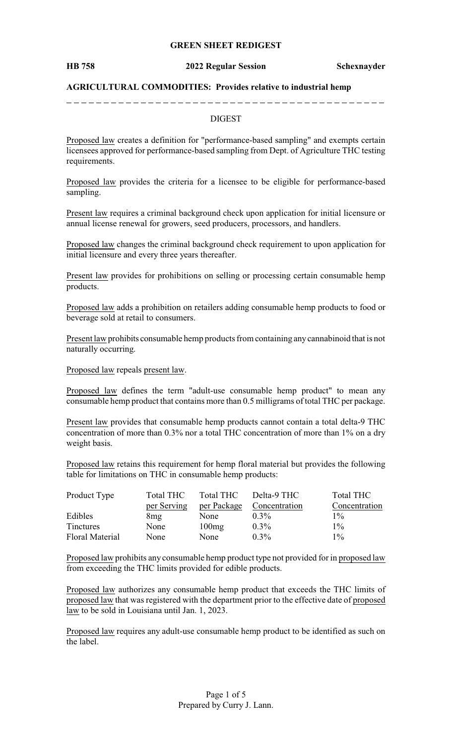**GREEN SHEET REDIGEST**

**HB 758** **2022 Regular Session** **Schexnayder**

**AGRICULTURAL COMMODITIES: Provides relative to industrial hemp**

---

DIGEST

Proposed law creates a definition for "performance-based sampling" and exempts certain licensees approved for performance-based sampling from Dept. of Agriculture THC testing requirements.

Proposed law provides the criteria for a licensee to be eligible for performance-based sampling.

Present law requires a criminal background check upon application for initial licensure or annual license renewal for growers, seed producers, processors, and handlers.

Proposed law changes the criminal background check requirement to upon application for initial licensure and every three years thereafter.

Present law provides for prohibitions on selling or processing certain consumable hemp products.

Proposed law adds a prohibition on retailers adding consumable hemp products to food or beverage sold at retail to consumers.

Present law prohibits consumable hemp products from containing any cannabinoid that is not naturally occurring.

Proposed law repeals present law.

Proposed law defines the term "adult-use consumable hemp product" to mean any consumable hemp product that contains more than 0.5 milligrams of total THC per package.

Present law provides that consumable hemp products cannot contain a total delta-9 THC concentration of more than 0.3% nor a total THC concentration of more than 1% on a dry weight basis.

Proposed law retains this requirement for hemp floral material but provides the following table for limitations on THC in consumable hemp products:

| Product Type | Total THC per Serving | Total THC per Package | Delta-9 THC Concentration | Total THC Concentration |
|---|---|---|---|---|
| Edibles | 8mg | None | 0.3% | 1% |
| Tinctures | None | 100mg | 0.3% | 1% |
| Floral Material | None | None | 0.3% | 1% |

Proposed law prohibits any consumable hemp product type not provided for in proposed law from exceeding the THC limits provided for edible products.

Proposed law authorizes any consumable hemp product that exceeds the THC limits of proposed law that was registered with the department prior to the effective date of proposed law to be sold in Louisiana until Jan. 1, 2023.

Proposed law requires any adult-use consumable hemp product to be identified as such on the label.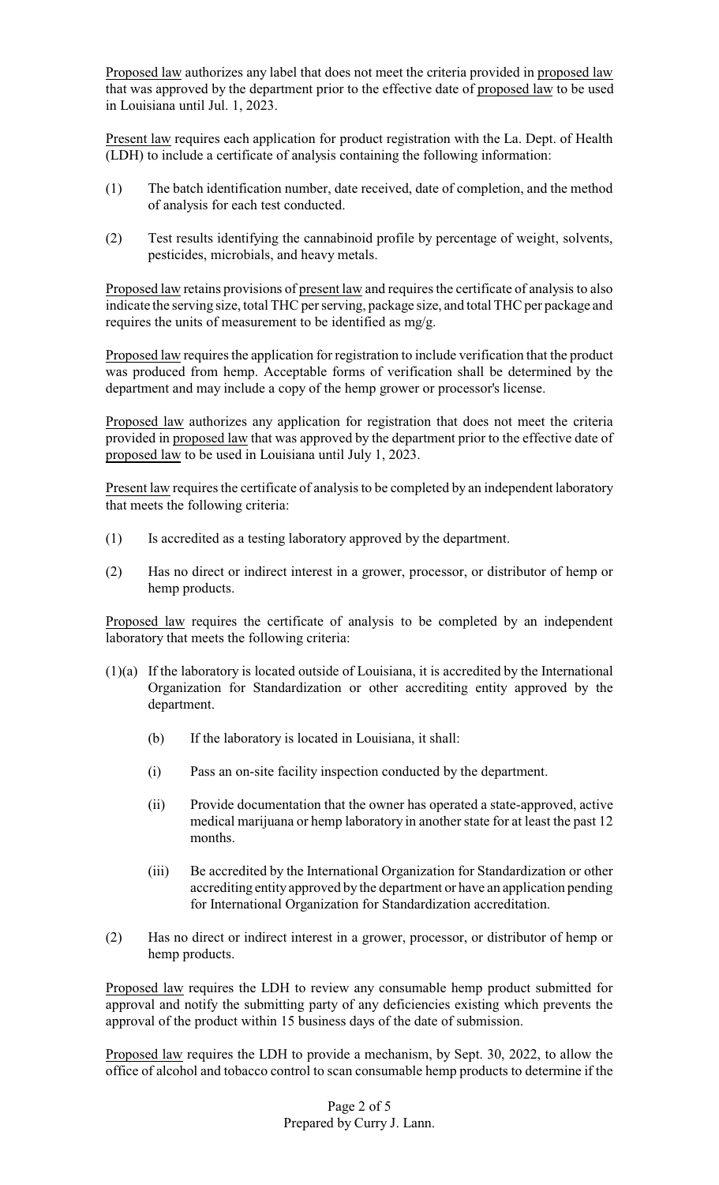Proposed law authorizes any label that does not meet the criteria provided in proposed law that was approved by the department prior to the effective date of proposed law to be used in Louisiana until Jul. 1, 2023.

Present law requires each application for product registration with the La. Dept. of Health (LDH) to include a certificate of analysis containing the following information:

(1) The batch identification number, date received, date of completion, and the method of analysis for each test conducted.

(2) Test results identifying the cannabinoid profile by percentage of weight, solvents, pesticides, microbials, and heavy metals.

Proposed law retains provisions of present law and requires the certificate of analysis to also indicate the serving size, total THC per serving, package size, and total THC per package and requires the units of measurement to be identified as mg/g.

Proposed law requires the application for registration to include verification that the product was produced from hemp. Acceptable forms of verification shall be determined by the department and may include a copy of the hemp grower or processor's license.

Proposed law authorizes any application for registration that does not meet the criteria provided in proposed law that was approved by the department prior to the effective date of proposed law to be used in Louisiana until July 1, 2023.

Present law requires the certificate of analysis to be completed by an independent laboratory that meets the following criteria:

(1) Is accredited as a testing laboratory approved by the department.

(2) Has no direct or indirect interest in a grower, processor, or distributor of hemp or hemp products.

Proposed law requires the certificate of analysis to be completed by an independent laboratory that meets the following criteria:

(1)(a) If the laboratory is located outside of Louisiana, it is accredited by the International Organization for Standardization or other accrediting entity approved by the department.

(b) If the laboratory is located in Louisiana, it shall:

(i) Pass an on-site facility inspection conducted by the department.

(ii) Provide documentation that the owner has operated a state-approved, active medical marijuana or hemp laboratory in another state for at least the past 12 months.

(iii) Be accredited by the International Organization for Standardization or other accrediting entity approved by the department or have an application pending for International Organization for Standardization accreditation.

(2) Has no direct or indirect interest in a grower, processor, or distributor of hemp or hemp products.

Proposed law requires the LDH to review any consumable hemp product submitted for approval and notify the submitting party of any deficiencies existing which prevents the approval of the product within 15 business days of the date of submission.

Proposed law requires the LDH to provide a mechanism, by Sept. 30, 2022, to allow the office of alcohol and tobacco control to scan consumable hemp products to determine if the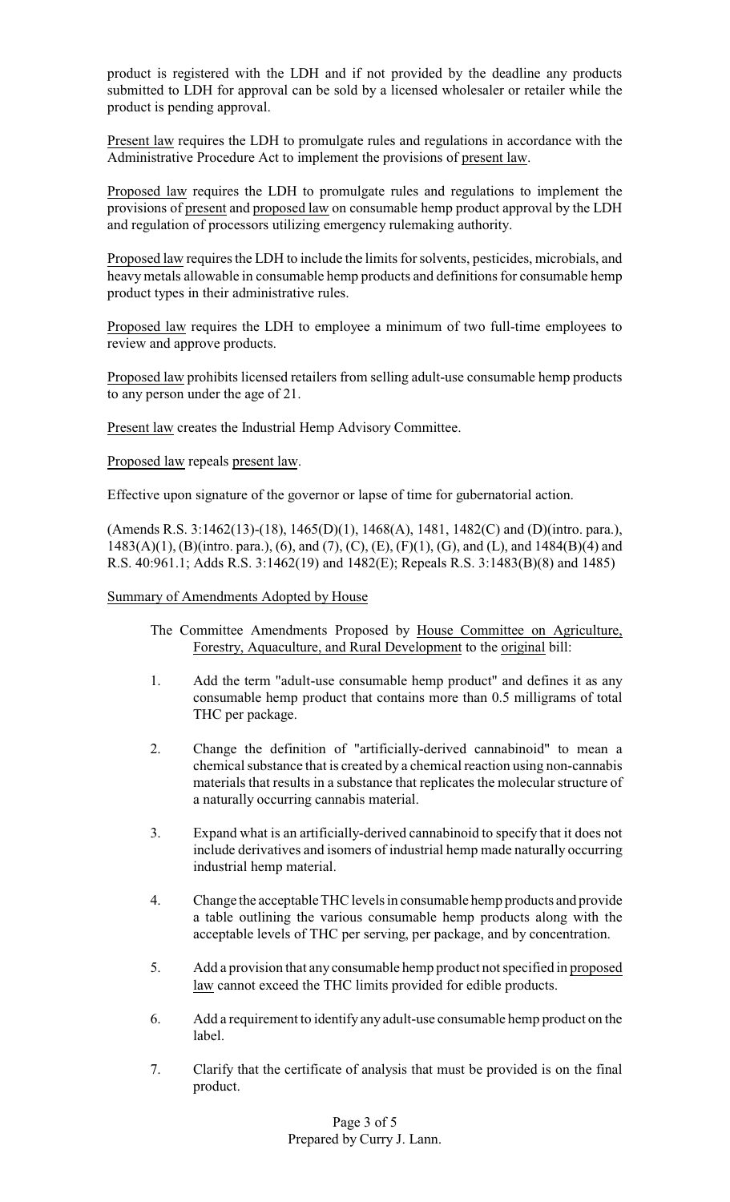product is registered with the LDH and if not provided by the deadline any products submitted to LDH for approval can be sold by a licensed wholesaler or retailer while the product is pending approval.

Present law requires the LDH to promulgate rules and regulations in accordance with the Administrative Procedure Act to implement the provisions of present law.

Proposed law requires the LDH to promulgate rules and regulations to implement the provisions of present and proposed law on consumable hemp product approval by the LDH and regulation of processors utilizing emergency rulemaking authority.

Proposed law requires the LDH to include the limits for solvents, pesticides, microbials, and heavy metals allowable in consumable hemp products and definitions for consumable hemp product types in their administrative rules.

Proposed law requires the LDH to employee a minimum of two full-time employees to review and approve products.

Proposed law prohibits licensed retailers from selling adult-use consumable hemp products to any person under the age of 21.

Present law creates the Industrial Hemp Advisory Committee.

Proposed law repeals present law.

Effective upon signature of the governor or lapse of time for gubernatorial action.

(Amends R.S. 3:1462(13)-(18), 1465(D)(1), 1468(A), 1481, 1482(C) and (D)(intro. para.), 1483(A)(1), (B)(intro. para.), (6), and (7), (C), (E), (F)(1), (G), and (L), and 1484(B)(4) and R.S. 40:961.1; Adds R.S. 3:1462(19) and 1482(E); Repeals R.S. 3:1483(B)(8) and 1485)

Summary of Amendments Adopted by House

The Committee Amendments Proposed by House Committee on Agriculture, Forestry, Aquaculture, and Rural Development to the original bill:

1. Add the term "adult-use consumable hemp product" and defines it as any consumable hemp product that contains more than 0.5 milligrams of total THC per package.

2. Change the definition of "artificially-derived cannabinoid" to mean a chemical substance that is created by a chemical reaction using non-cannabis materials that results in a substance that replicates the molecular structure of a naturally occurring cannabis material.

3. Expand what is an artificially-derived cannabinoid to specify that it does not include derivatives and isomers of industrial hemp made naturally occurring industrial hemp material.

4. Change the acceptable THC levels in consumable hemp products and provide a table outlining the various consumable hemp products along with the acceptable levels of THC per serving, per package, and by concentration.

5. Add a provision that any consumable hemp product not specified in proposed law cannot exceed the THC limits provided for edible products.

6. Add a requirement to identify any adult-use consumable hemp product on the label.

7. Clarify that the certificate of analysis that must be provided is on the final product.

Prepared by Curry J. Lann.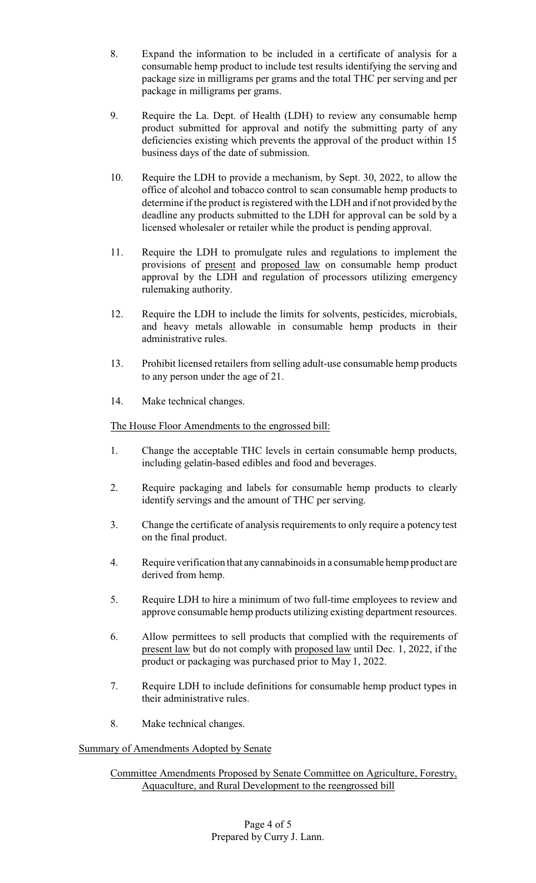8. Expand the information to be included in a certificate of analysis for a consumable hemp product to include test results identifying the serving and package size in milligrams per grams and the total THC per serving and per package in milligrams per grams.

9. Require the La. Dept. of Health (LDH) to review any consumable hemp product submitted for approval and notify the submitting party of any deficiencies existing which prevents the approval of the product within 15 business days of the date of submission.

10. Require the LDH to provide a mechanism, by Sept. 30, 2022, to allow the office of alcohol and tobacco control to scan consumable hemp products to determine if the product is registered with the LDH and if not provided by the deadline any products submitted to the LDH for approval can be sold by a licensed wholesaler or retailer while the product is pending approval.

11. Require the LDH to promulgate rules and regulations to implement the provisions of present and proposed law on consumable hemp product approval by the LDH and regulation of processors utilizing emergency rulemaking authority.

12. Require the LDH to include the limits for solvents, pesticides, microbials, and heavy metals allowable in consumable hemp products in their administrative rules.

13. Prohibit licensed retailers from selling adult-use consumable hemp products to any person under the age of 21.

14. Make technical changes.

The House Floor Amendments to the engrossed bill:

1. Change the acceptable THC levels in certain consumable hemp products, including gelatin-based edibles and food and beverages.

2. Require packaging and labels for consumable hemp products to clearly identify servings and the amount of THC per serving.

3. Change the certificate of analysis requirements to only require a potency test on the final product.

4. Require verification that any cannabinoids in a consumable hemp product are derived from hemp.

5. Require LDH to hire a minimum of two full-time employees to review and approve consumable hemp products utilizing existing department resources.

6. Allow permittees to sell products that complied with the requirements of present law but do not comply with proposed law until Dec. 1, 2022, if the product or packaging was purchased prior to May 1, 2022.

7. Require LDH to include definitions for consumable hemp product types in their administrative rules.

8. Make technical changes.

Summary of Amendments Adopted by Senate

Committee Amendments Proposed by Senate Committee on Agriculture, Forestry, Aquaculture, and Rural Development to the reengrossed bill

Prepared by Curry J. Lann.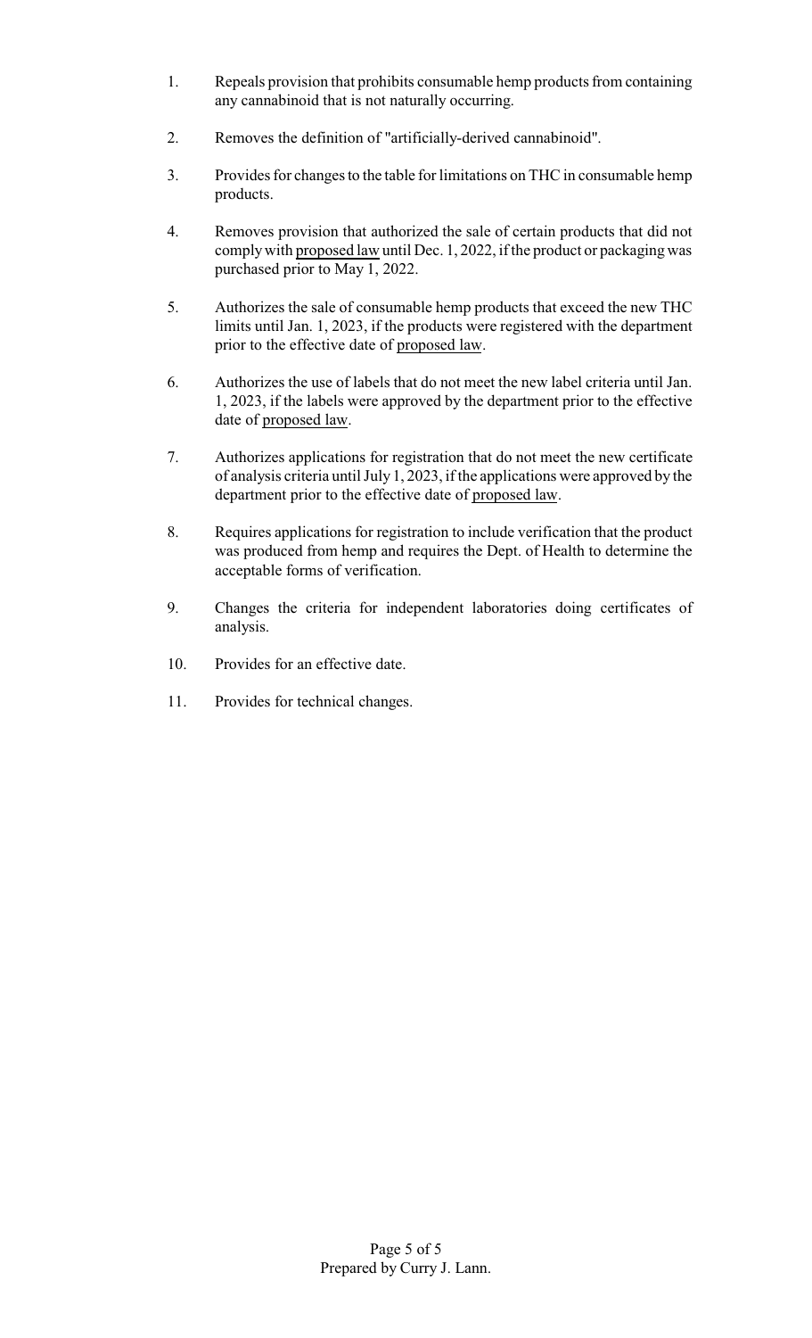1. Repeals provision that prohibits consumable hemp products from containing any cannabinoid that is not naturally occurring.

2. Removes the definition of "artificially-derived cannabinoid".

3. Provides for changes to the table for limitations on THC in consumable hemp products.

4. Removes provision that authorized the sale of certain products that did not comply with proposed law until Dec. 1, 2022, if the product or packaging was purchased prior to May 1, 2022.

5. Authorizes the sale of consumable hemp products that exceed the new THC limits until Jan. 1, 2023, if the products were registered with the department prior to the effective date of proposed law.

6. Authorizes the use of labels that do not meet the new label criteria until Jan. 1, 2023, if the labels were approved by the department prior to the effective date of proposed law.

7. Authorizes applications for registration that do not meet the new certificate of analysis criteria until July 1, 2023, if the applications were approved by the department prior to the effective date of proposed law.

8. Requires applications for registration to include verification that the product was produced from hemp and requires the Dept. of Health to determine the acceptable forms of verification.

9. Changes the criteria for independent laboratories doing certificates of analysis.

10. Provides for an effective date.

11. Provides for technical changes.

Prepared by Curry J. Lann.